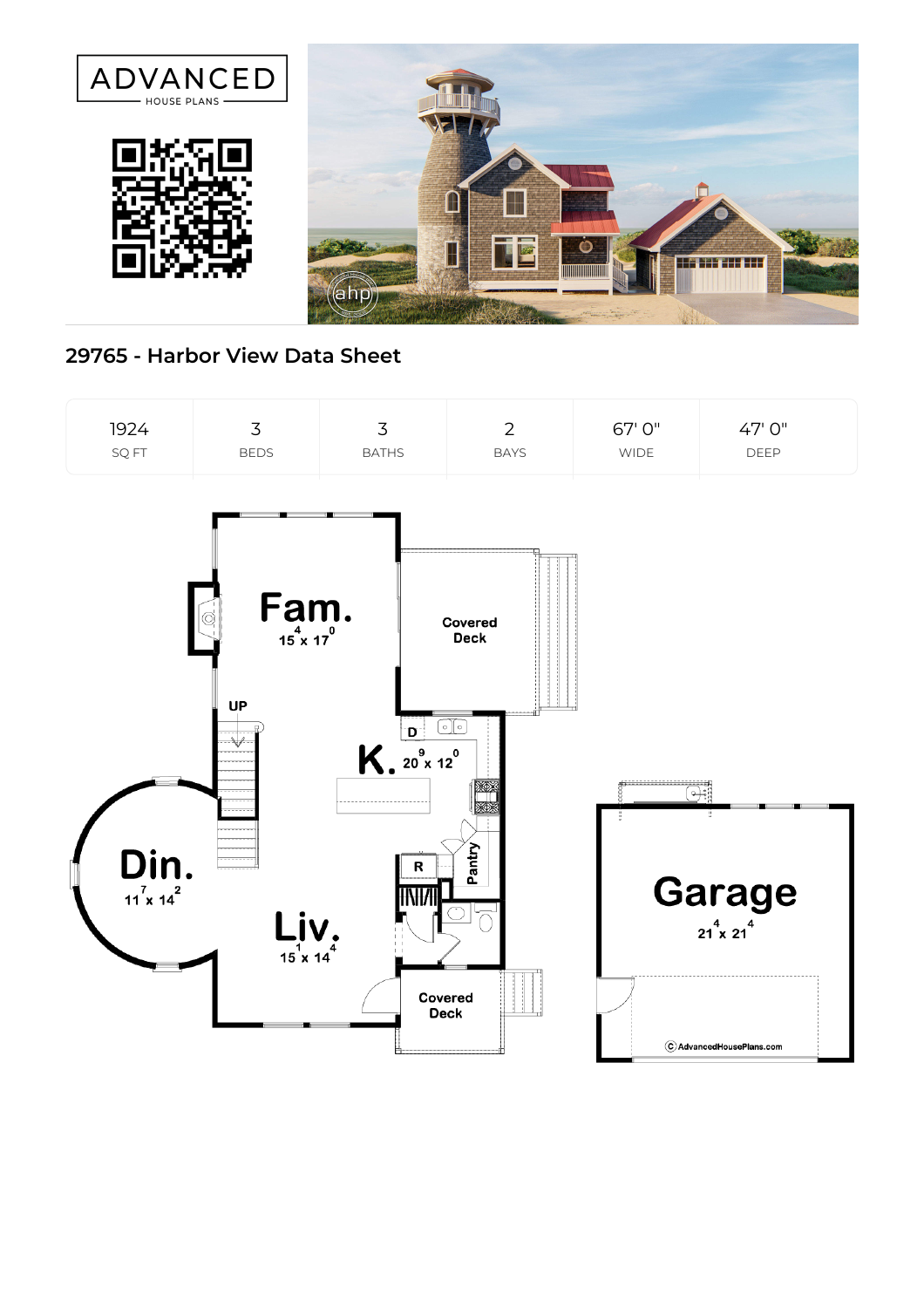ADVANCED HOUSE PLANS

## 29765 - Harbor View Data Sheet

| 1924 | 3 | 3 | 2 | 67' 0" | 47' 0" |
|---|---|---|---|---|---|
| SQ FT | BEDS | BATHS | BAYS | WIDE | DEEP |

Fam. 15⁴ x 17⁰

Covered Deck

UP

D

K. 20⁹ x 12⁰

Din. 11⁷ x 14²

R

Pantry

Liv. 15¹ x 14⁴

Covered Deck

Garage 21⁴ x 21⁴

© AdvancedHousePlans.com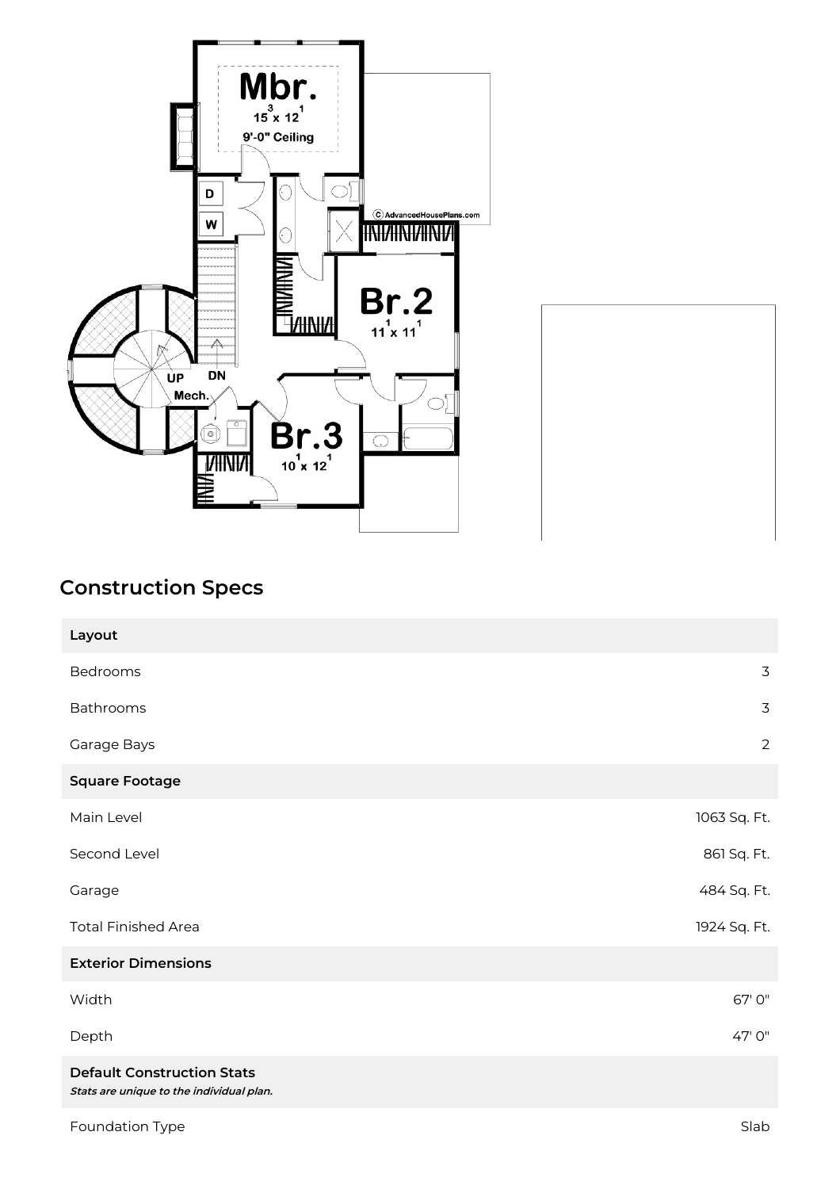## Construction Specs

| Layout | |
|---|---|
| Bedrooms | 3 |
| Bathrooms | 3 |
| Garage Bays | 2 |
| **Square Footage** | |
| Main Level | 1063 Sq. Ft. |
| Second Level | 861 Sq. Ft. |
| Garage | 484 Sq. Ft. |
| Total Finished Area | 1924 Sq. Ft. |
| **Exterior Dimensions** | |
| Width | 67' 0" |
| Depth | 47' 0" |
| **Default Construction Stats** *Stats are unique to the individual plan.* | |
| Foundation Type | Slab |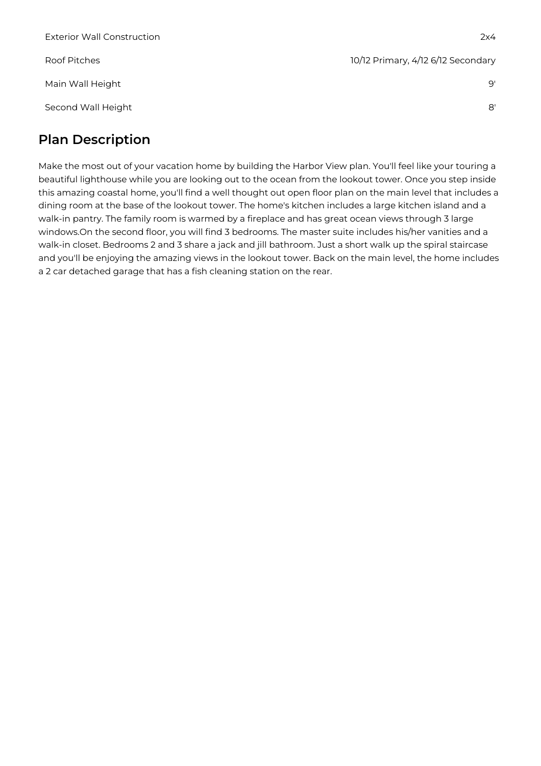| | |
|---|---|
| Exterior Wall Construction | 2x4 |
| Roof Pitches | 10/12 Primary, 4/12 6/12 Secondary |
| Main Wall Height | 9' |
| Second Wall Height | 8' |

## Plan Description

Make the most out of your vacation home by building the Harbor View plan. You'll feel like your touring a beautiful lighthouse while you are looking out to the ocean from the lookout tower. Once you step inside this amazing coastal home, you'll find a well thought out open floor plan on the main level that includes a dining room at the base of the lookout tower. The home's kitchen includes a large kitchen island and a walk-in pantry. The family room is warmed by a fireplace and has great ocean views through 3 large windows.On the second floor, you will find 3 bedrooms. The master suite includes his/her vanities and a walk-in closet. Bedrooms 2 and 3 share a jack and jill bathroom. Just a short walk up the spiral staircase and you'll be enjoying the amazing views in the lookout tower. Back on the main level, the home includes a 2 car detached garage that has a fish cleaning station on the rear.